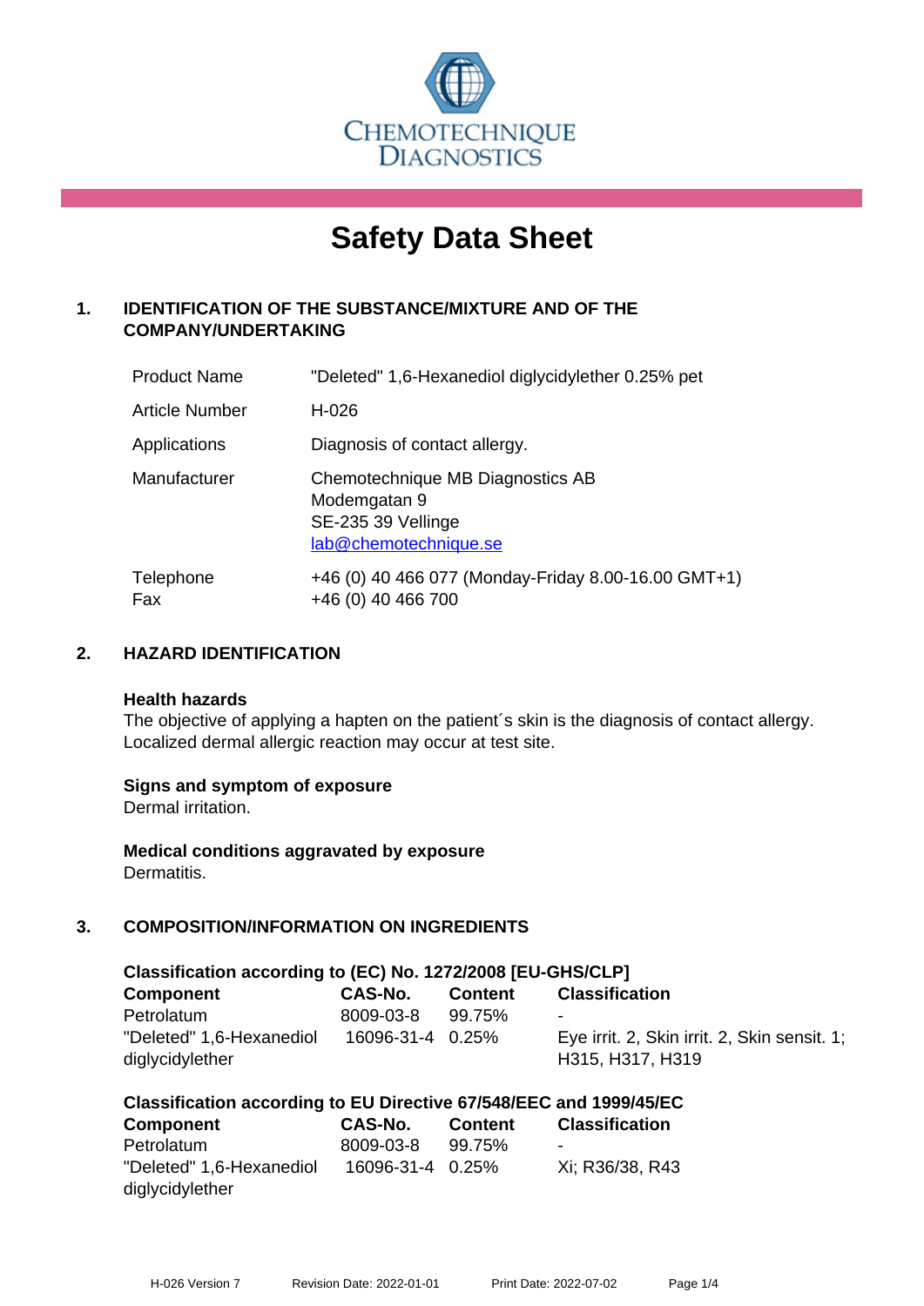CHEMOTECHNIQUE DIAGNOSTICS

# Safety Data Sheet

## 1. IDENTIFICATION OF THE SUBSTANCE/MIXTURE AND OF THE COMPANY/UNDERTAKING

| | |
|---|---|
| Product Name | "Deleted" 1,6-Hexanediol diglycidylether 0.25% pet |
| Article Number | H-026 |
| Applications | Diagnosis of contact allergy. |
| Manufacturer | Chemotechnique MB Diagnostics AB<br>Modemgatan 9<br>SE-235 39 Vellinge<br>lab@chemotechnique.se |
| Telephone<br>Fax | +46 (0) 40 466 077 (Monday-Friday 8.00-16.00 GMT+1)<br>+46 (0) 40 466 700 |

## 2. HAZARD IDENTIFICATION

**Health hazards**
The objective of applying a hapten on the patient´s skin is the diagnosis of contact allergy. Localized dermal allergic reaction may occur at test site.

**Signs and symptom of exposure**
Dermal irritation.

**Medical conditions aggravated by exposure**
Dermatitis.

## 3. COMPOSITION/INFORMATION ON INGREDIENTS

**Classification according to (EC) No. 1272/2008 [EU-GHS/CLP]**

| Component | CAS-No. | Content | Classification |
|---|---|---|---|
| Petrolatum | 8009-03-8 | 99.75% | - |
| "Deleted" 1,6-Hexanediol diglycidylether | 16096-31-4 | 0.25% | Eye irrit. 2, Skin irrit. 2, Skin sensit. 1; H315, H317, H319 |

**Classification according to EU Directive 67/548/EEC and 1999/45/EC**

| Component | CAS-No. | Content | Classification |
|---|---|---|---|
| Petrolatum | 8009-03-8 | 99.75% | - |
| "Deleted" 1,6-Hexanediol diglycidylether | 16096-31-4 | 0.25% | Xi; R36/38, R43 |

H-026 Version 7 Revision Date: 2022-01-01 Print Date: 2022-07-02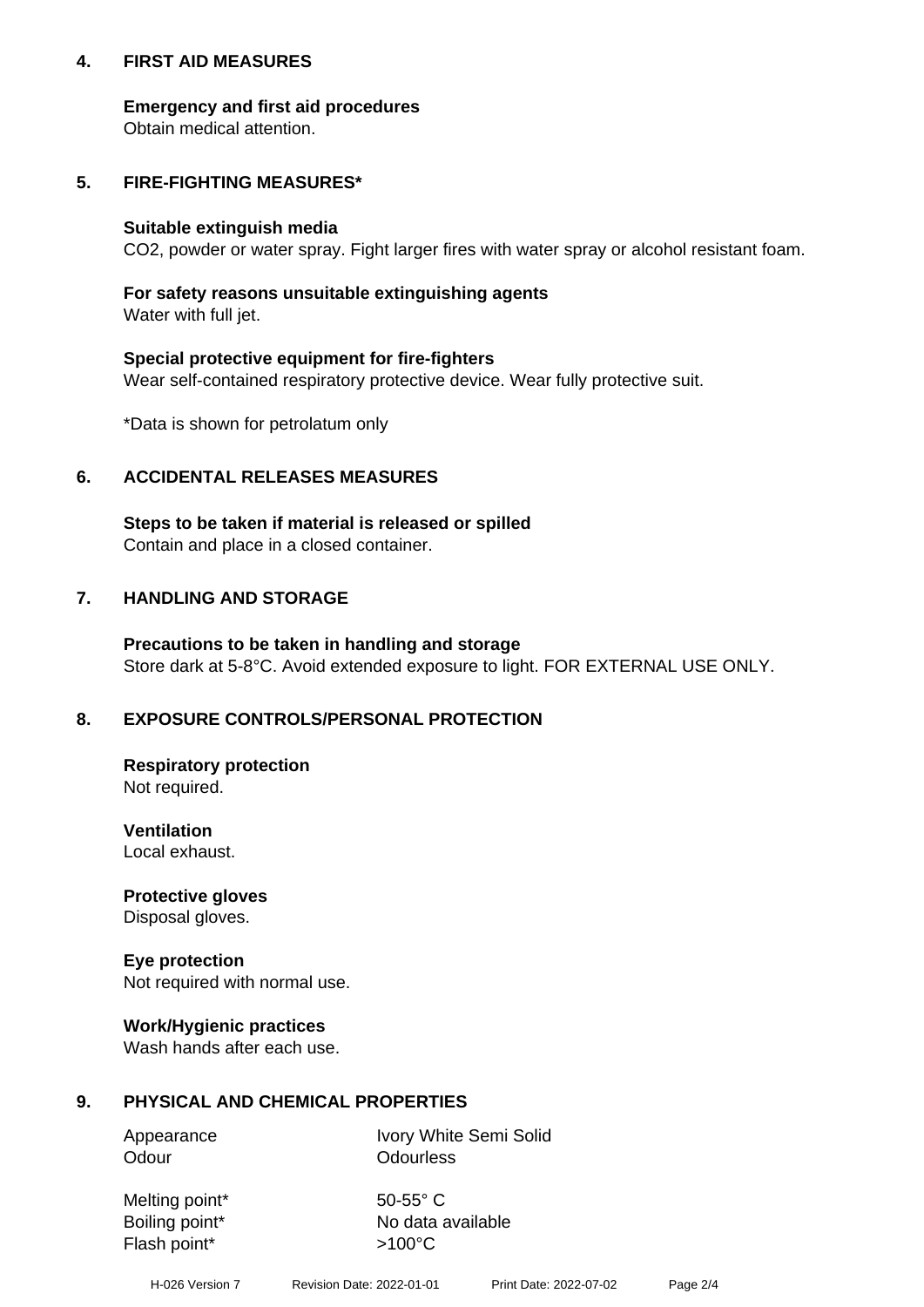## 4. FIRST AID MEASURES

**Emergency and first aid procedures**
Obtain medical attention.

## 5. FIRE-FIGHTING MEASURES*

**Suitable extinguish media**
$CO_2$, powder or water spray. Fight larger fires with water spray or alcohol resistant foam.

**For safety reasons unsuitable extinguishing agents**
Water with full jet.

**Special protective equipment for fire-fighters**
Wear self-contained respiratory protective device. Wear fully protective suit.

*Data is shown for petrolatum only

## 6. ACCIDENTAL RELEASES MEASURES

**Steps to be taken if material is released or spilled**
Contain and place in a closed container.

## 7. HANDLING AND STORAGE

**Precautions to be taken in handling and storage**
Store dark at 5-8°C. Avoid extended exposure to light. FOR EXTERNAL USE ONLY.

## 8. EXPOSURE CONTROLS/PERSONAL PROTECTION

**Respiratory protection**
Not required.

**Ventilation**
Local exhaust.

**Protective gloves**
Disposal gloves.

**Eye protection**
Not required with normal use.

**Work/Hygienic practices**
Wash hands after each use.

## 9. PHYSICAL AND CHEMICAL PROPERTIES

| | |
|---|---|
| Appearance | Ivory White Semi Solid |
| Odour | Odourless |
| Melting point* | 50-55° C |
| Boiling point* | No data available |
| Flash point* | >100°C |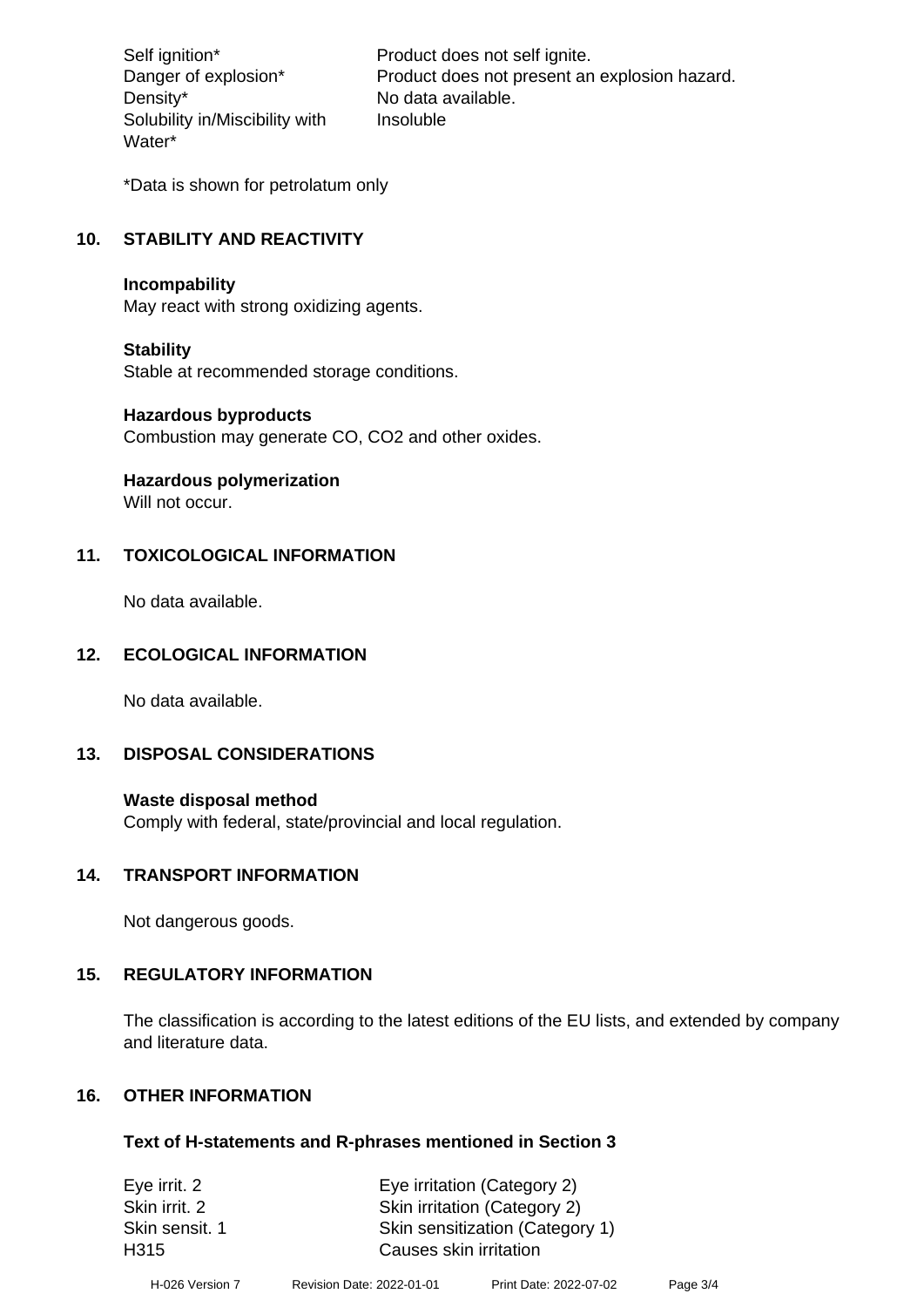| | |
|---|---|
| Self ignition* | Product does not self ignite. |
| Danger of explosion* | Product does not present an explosion hazard. |
| Density* | No data available. |
| Solubility in/Miscibility with Water* | Insoluble |

*Data is shown for petrolatum only

## 10. STABILITY AND REACTIVITY

**Incompability**
May react with strong oxidizing agents.

**Stability**
Stable at recommended storage conditions.

**Hazardous byproducts**
Combustion may generate CO, $CO_2$ and other oxides.

**Hazardous polymerization**
Will not occur.

## 11. TOXICOLOGICAL INFORMATION

No data available.

## 12. ECOLOGICAL INFORMATION

No data available.

## 13. DISPOSAL CONSIDERATIONS

**Waste disposal method**
Comply with federal, state/provincial and local regulation.

## 14. TRANSPORT INFORMATION

Not dangerous goods.

## 15. REGULATORY INFORMATION

The classification is according to the latest editions of the EU lists, and extended by company and literature data.

## 16. OTHER INFORMATION

**Text of H-statements and R-phrases mentioned in Section 3**

| | |
|---|---|
| Eye irrit. 2 | Eye irritation (Category 2) |
| Skin irrit. 2 | Skin irritation (Category 2) |
| Skin sensit. 1 | Skin sensitization (Category 1) |
| H315 | Causes skin irritation |

H-026 Version 7 Revision Date: 2022-01-01 Print Date: 2022-07-02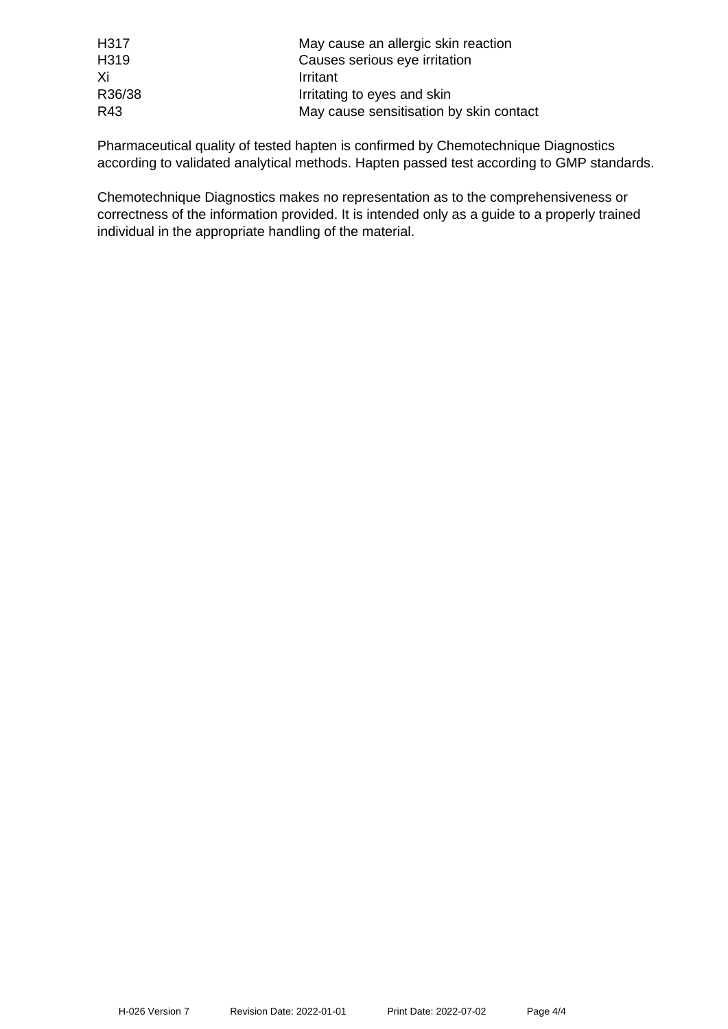| | |
|---|---|
| H317 | May cause an allergic skin reaction |
| H319 | Causes serious eye irritation |
| Xi | Irritant |
| R36/38 | Irritating to eyes and skin |
| R43 | May cause sensitisation by skin contact |

Pharmaceutical quality of tested hapten is confirmed by Chemotechnique Diagnostics according to validated analytical methods. Hapten passed test according to GMP standards.

Chemotechnique Diagnostics makes no representation as to the comprehensiveness or correctness of the information provided. It is intended only as a guide to a properly trained individual in the appropriate handling of the material.